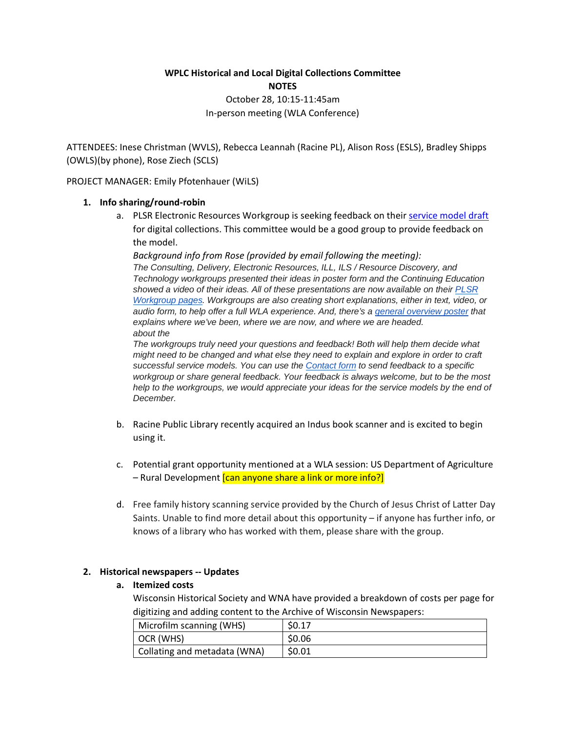**WPLC Historical and Local Digital Collections Committee**

**NOTES**

October 28, 10:15-11:45am

In-person meeting (WLA Conference)

ATTENDEES: Inese Christman (WVLS), Rebecca Leannah (Racine PL), Alison Ross (ESLS), Bradley Shipps (OWLS)(by phone), Rose Ziech (SCLS)

PROJECT MANAGER: Emily Pfotenhauer (WiLS)

1. **Info sharing/round-robin**
   a. PLSR Electronic Resources Workgroup is seeking feedback on their service model draft for digital collections. This committee would be a good group to provide feedback on the model.

      *Background info from Rose (provided by email following the meeting):*
      *The Consulting, Delivery, Electronic Resources, ILL, ILS / Resource Discovery, and Technology workgroups presented their ideas in poster form and the Continuing Education showed a video of their ideas. All of these presentations are now available on their PLSR Workgroup pages. Workgroups are also creating short explanations, either in text, video, or audio form, to help offer a full WLA experience. And, there's a general overview poster that explains where we've been, where we are now, and where we are headed.*
      *about the*
      *The workgroups truly need your questions and feedback! Both will help them decide what might need to be changed and what else they need to explain and explore in order to craft successful service models. You can use the Contact form to send feedback to a specific workgroup or share general feedback. Your feedback is always welcome, but to be the most help to the workgroups, we would appreciate your ideas for the service models by the end of December.*

   b. Racine Public Library recently acquired an Indus book scanner and is excited to begin using it.

   c. Potential grant opportunity mentioned at a WLA session: US Department of Agriculture – Rural Development [can anyone share a link or more info?]

   d. Free family history scanning service provided by the Church of Jesus Christ of Latter Day Saints. Unable to find more detail about this opportunity – if anyone has further info, or knows of a library who has worked with them, please share with the group.

2. **Historical newspapers -- Updates**
   a. **Itemized costs**
      Wisconsin Historical Society and WNA have provided a breakdown of costs per page for digitizing and adding content to the Archive of Wisconsin Newspapers:

| Microfilm scanning (WHS) | $0.17 |
|---|---|
| OCR (WHS) | $0.06 |
| Collating and metadata (WNA) | $0.01 |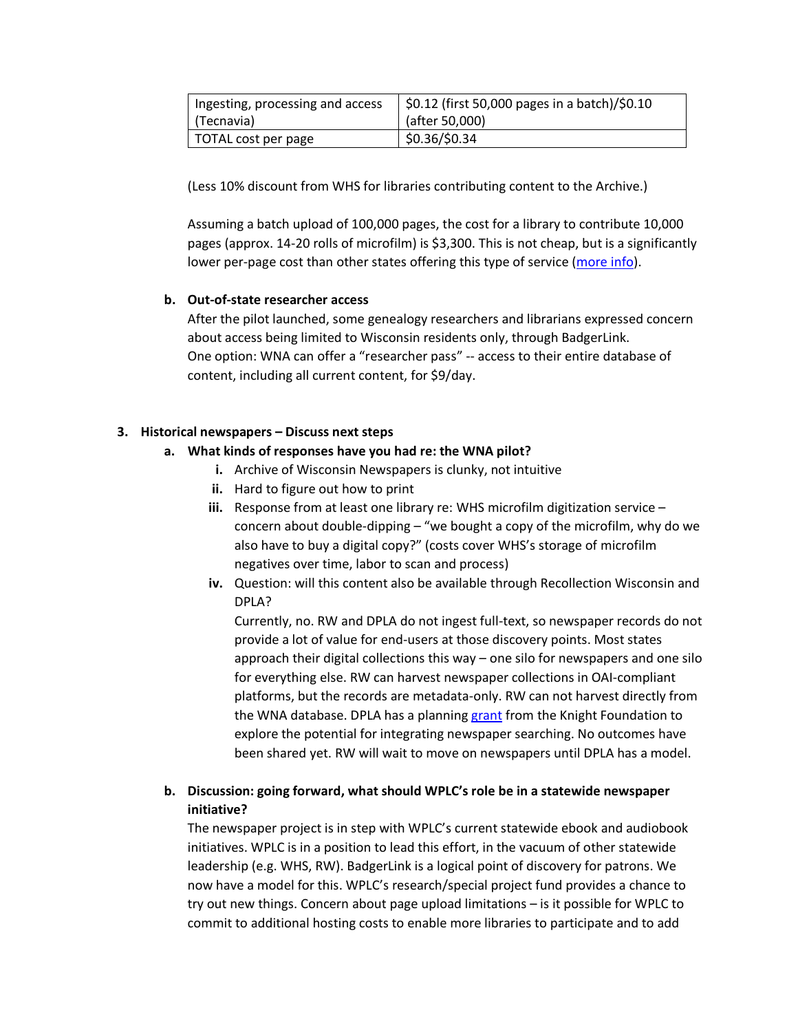| Ingesting, processing and access (Tecnavia) | $0.12 (first 50,000 pages in a batch)/$0.10 (after 50,000) |
|---|---|
| TOTAL cost per page | $0.36/$0.34 |

(Less 10% discount from WHS for libraries contributing content to the Archive.)

Assuming a batch upload of 100,000 pages, the cost for a library to contribute 10,000 pages (approx. 14-20 rolls of microfilm) is $3,300. This is not cheap, but is a significantly lower per-page cost than other states offering this type of service (more info).

**b. Out-of-state researcher access**

After the pilot launched, some genealogy researchers and librarians expressed concern about access being limited to Wisconsin residents only, through BadgerLink.
One option: WNA can offer a "researcher pass" -- access to their entire database of content, including all current content, for $9/day.

**3. Historical newspapers – Discuss next steps**

**a. What kinds of responses have you had re: the WNA pilot?**

**i.** Archive of Wisconsin Newspapers is clunky, not intuitive

**ii.** Hard to figure out how to print

**iii.** Response from at least one library re: WHS microfilm digitization service – concern about double-dipping – "we bought a copy of the microfilm, why do we also have to buy a digital copy?" (costs cover WHS's storage of microfilm negatives over time, labor to scan and process)

**iv.** Question: will this content also be available through Recollection Wisconsin and DPLA?
Currently, no. RW and DPLA do not ingest full-text, so newspaper records do not provide a lot of value for end-users at those discovery points. Most states approach their digital collections this way – one silo for newspapers and one silo for everything else. RW can harvest newspaper collections in OAI-compliant platforms, but the records are metadata-only. RW can not harvest directly from the WNA database. DPLA has a planning grant from the Knight Foundation to explore the potential for integrating newspaper searching. No outcomes have been shared yet. RW will wait to move on newspapers until DPLA has a model.

**b. Discussion: going forward, what should WPLC's role be in a statewide newspaper initiative?**

The newspaper project is in step with WPLC's current statewide ebook and audiobook initiatives. WPLC is in a position to lead this effort, in the vacuum of other statewide leadership (e.g. WHS, RW). BadgerLink is a logical point of discovery for patrons. We now have a model for this. WPLC's research/special project fund provides a chance to try out new things. Concern about page upload limitations – is it possible for WPLC to commit to additional hosting costs to enable more libraries to participate and to add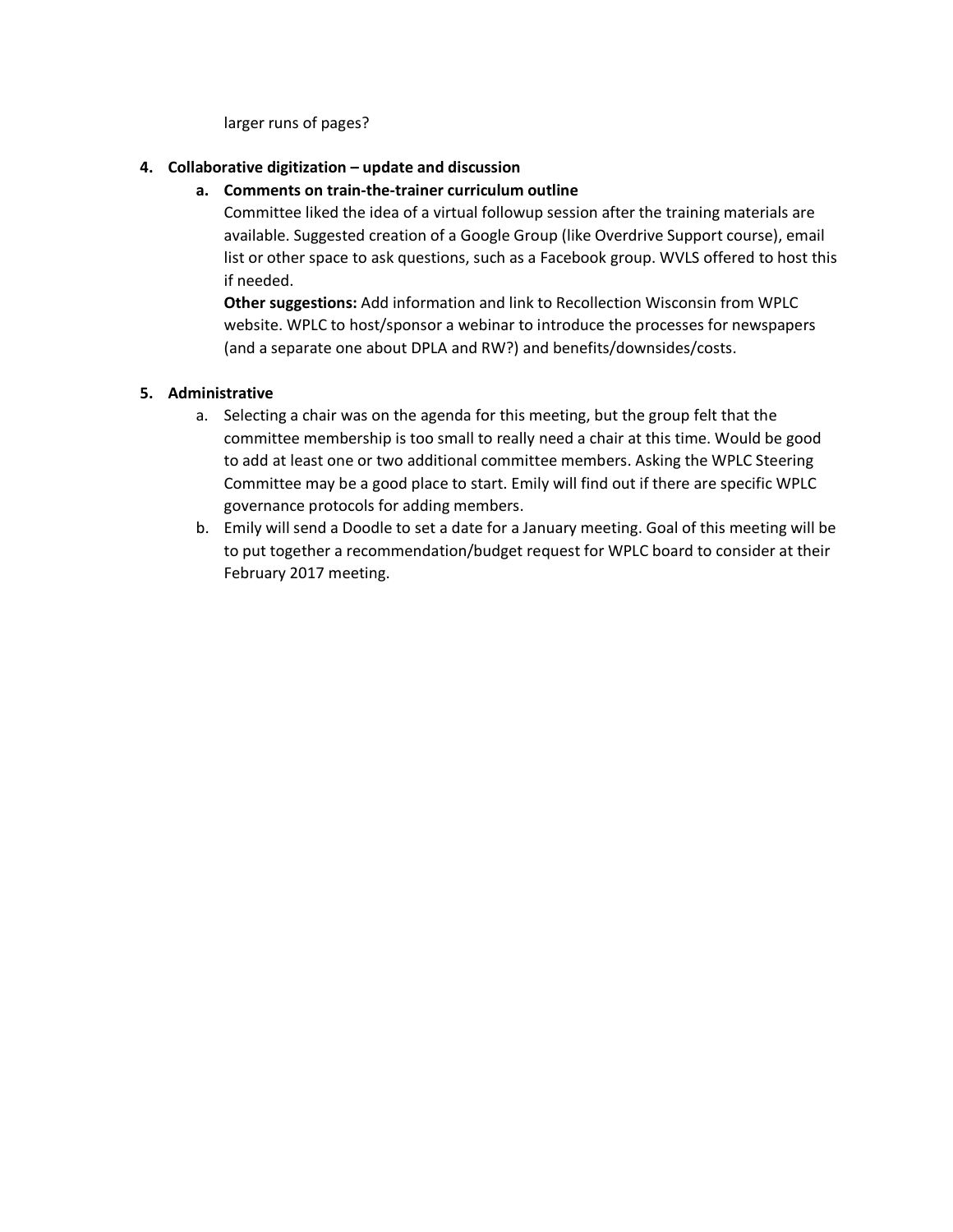larger runs of pages?

4. **Collaborative digitization – update and discussion**

   a. **Comments on train-the-trainer curriculum outline**

      Committee liked the idea of a virtual followup session after the training materials are available. Suggested creation of a Google Group (like Overdrive Support course), email list or other space to ask questions, such as a Facebook group. WVLS offered to host this if needed.

      **Other suggestions:** Add information and link to Recollection Wisconsin from WPLC website. WPLC to host/sponsor a webinar to introduce the processes for newspapers (and a separate one about DPLA and RW?) and benefits/downsides/costs.

5. **Administrative**

   a. Selecting a chair was on the agenda for this meeting, but the group felt that the committee membership is too small to really need a chair at this time. Would be good to add at least one or two additional committee members. Asking the WPLC Steering Committee may be a good place to start. Emily will find out if there are specific WPLC governance protocols for adding members.

   b. Emily will send a Doodle to set a date for a January meeting. Goal of this meeting will be to put together a recommendation/budget request for WPLC board to consider at their February 2017 meeting.